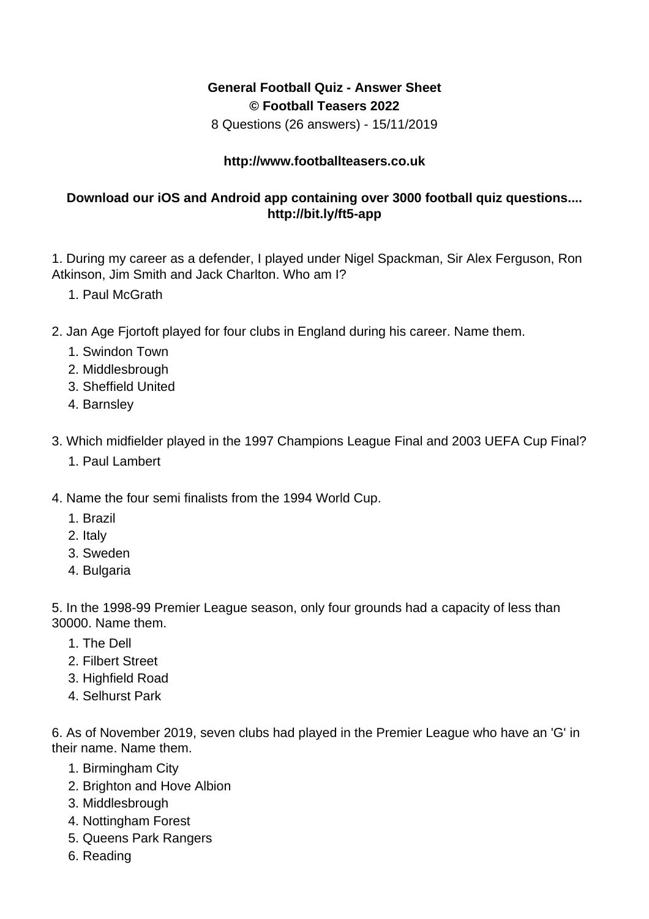**General Football Quiz - Answer Sheet**
**© Football Teasers 2022**
8 Questions (26 answers) - 15/11/2019

**http://www.footballteasers.co.uk**

**Download our iOS and Android app containing over 3000 football quiz questions....**
**http://bit.ly/ft5-app**

1. During my career as a defender, I played under Nigel Spackman, Sir Alex Ferguson, Ron Atkinson, Jim Smith and Jack Charlton. Who am I?
    1. Paul McGrath

2. Jan Age Fjortoft played for four clubs in England during his career. Name them.
    1. Swindon Town
    2. Middlesbrough
    3. Sheffield United
    4. Barnsley

3. Which midfielder played in the 1997 Champions League Final and 2003 UEFA Cup Final?
    1. Paul Lambert

4. Name the four semi finalists from the 1994 World Cup.
    1. Brazil
    2. Italy
    3. Sweden
    4. Bulgaria

5. In the 1998-99 Premier League season, only four grounds had a capacity of less than 30000. Name them.
    1. The Dell
    2. Filbert Street
    3. Highfield Road
    4. Selhurst Park

6. As of November 2019, seven clubs had played in the Premier League who have an 'G' in their name. Name them.
    1. Birmingham City
    2. Brighton and Hove Albion
    3. Middlesbrough
    4. Nottingham Forest
    5. Queens Park Rangers
    6. Reading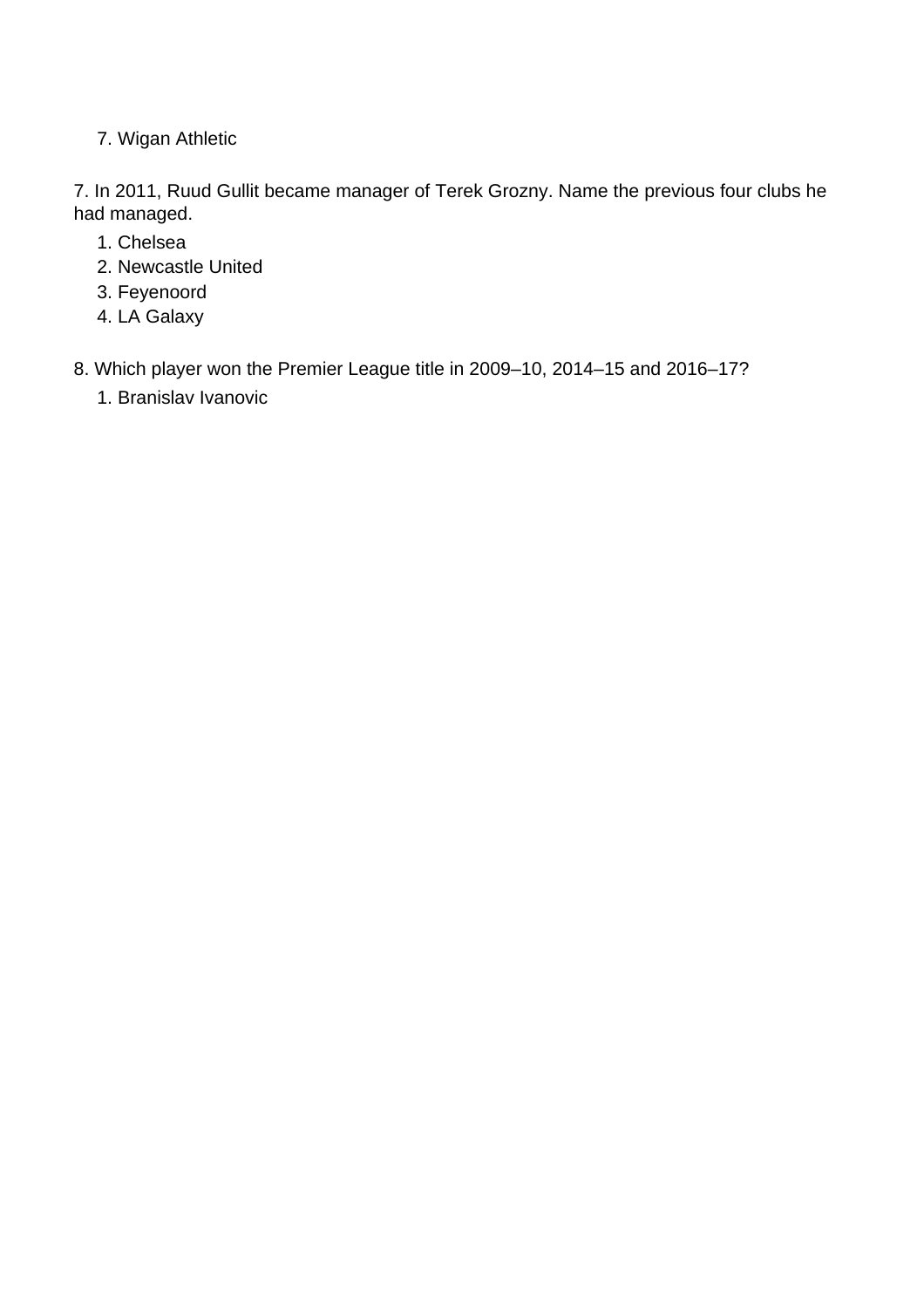7. Wigan Athletic

7. In 2011, Ruud Gullit became manager of Terek Grozny. Name the previous four clubs he had managed.

1. Chelsea
2. Newcastle United
3. Feyenoord
4. LA Galaxy

8. Which player won the Premier League title in 2009–10, 2014–15 and 2016–17?

1. Branislav Ivanovic